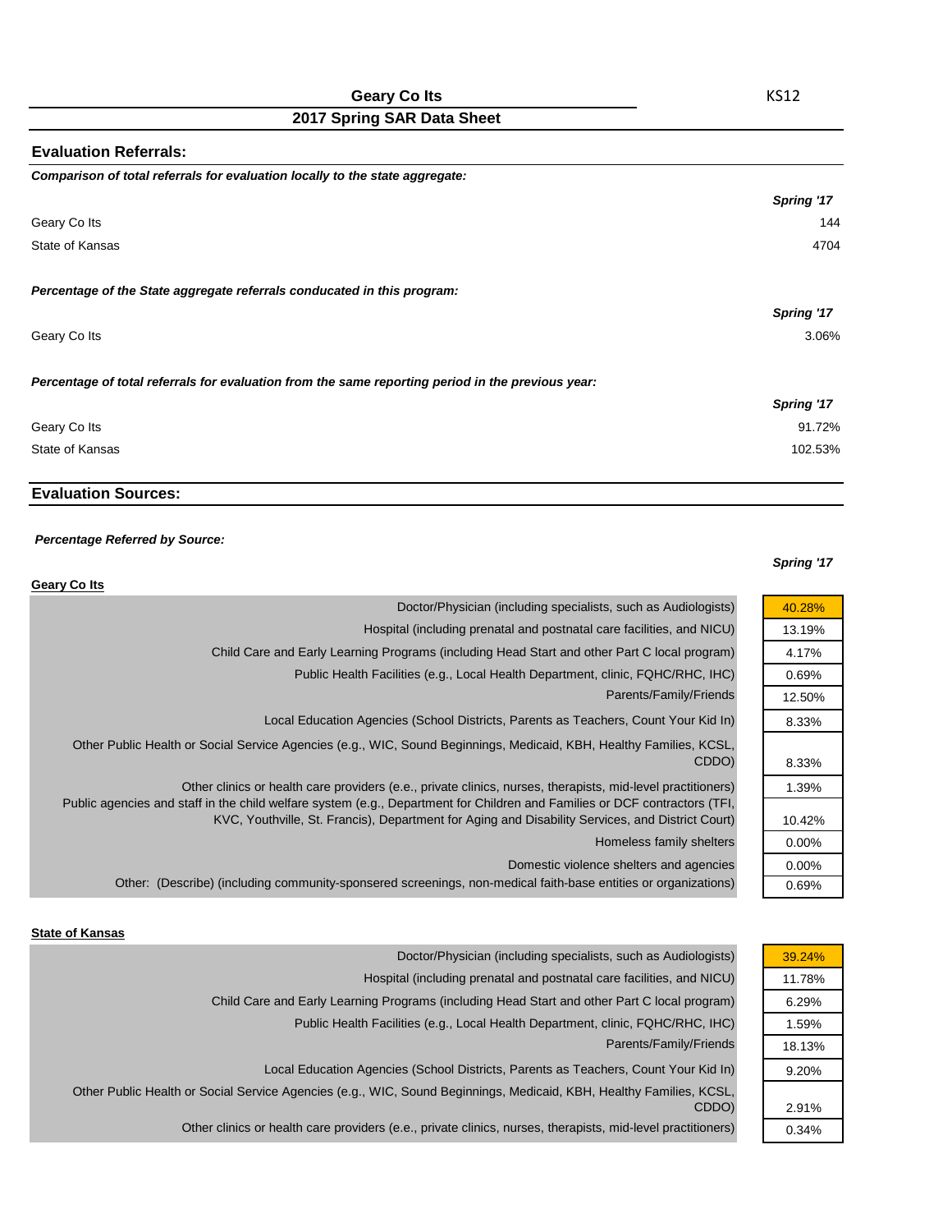# Geary Co Its

KS12

## 2017 Spring SAR Data Sheet

### Evaluation Referrals:

***Comparison of total referrals for evaluation locally to the state aggregate:***

| | *Spring '17* |
|---|---|
| Geary Co Its | 144 |
| State of Kansas | 4704 |

***Percentage of the State aggregate referrals conducated in this program:***

| | *Spring '17* |
|---|---|
| Geary Co Its | 3.06% |

***Percentage of total referrals for evaluation from the same reporting period in the previous year:***

| | *Spring '17* |
|---|---|
| Geary Co Its | 91.72% |
| State of Kansas | 102.53% |

### Evaluation Sources:

***Percentage Referred by Source:***

**Geary Co Its**

| | *Spring '17* |
|---|---|
| Doctor/Physician (including specialists, such as Audiologists) | 40.28% |
| Hospital (including prenatal and postnatal care facilities, and NICU) | 13.19% |
| Child Care and Early Learning Programs (including Head Start and other Part C local program) | 4.17% |
| Public Health Facilities (e.g., Local Health Department, clinic, FQHC/RHC, IHC) | 0.69% |
| Parents/Family/Friends | 12.50% |
| Local Education Agencies (School Districts, Parents as Teachers, Count Your Kid In) | 8.33% |
| Other Public Health or Social Service Agencies (e.g., WIC, Sound Beginnings, Medicaid, KBH, Healthy Families, KCSL, CDDO) | 8.33% |
| Other clinics or health care providers (e.e., private clinics, nurses, therapists, mid-level practitioners) | 1.39% |
| Public agencies and staff in the child welfare system (e.g., Department for Children and Families or DCF contractors (TFI, KVC, Youthville, St. Francis), Department for Aging and Disability Services, and District Court) | 10.42% |
| Homeless family shelters | 0.00% |
| Domestic violence shelters and agencies | 0.00% |
| Other: (Describe) (including community-sponsered screenings, non-medical faith-base entities or organizations) | 0.69% |

**State of Kansas**

| | *Spring '17* |
|---|---|
| Doctor/Physician (including specialists, such as Audiologists) | 39.24% |
| Hospital (including prenatal and postnatal care facilities, and NICU) | 11.78% |
| Child Care and Early Learning Programs (including Head Start and other Part C local program) | 6.29% |
| Public Health Facilities (e.g., Local Health Department, clinic, FQHC/RHC, IHC) | 1.59% |
| Parents/Family/Friends | 18.13% |
| Local Education Agencies (School Districts, Parents as Teachers, Count Your Kid In) | 9.20% |
| Other Public Health or Social Service Agencies (e.g., WIC, Sound Beginnings, Medicaid, KBH, Healthy Families, KCSL, CDDO) | 2.91% |
| Other clinics or health care providers (e.e., private clinics, nurses, therapists, mid-level practitioners) | 0.34% |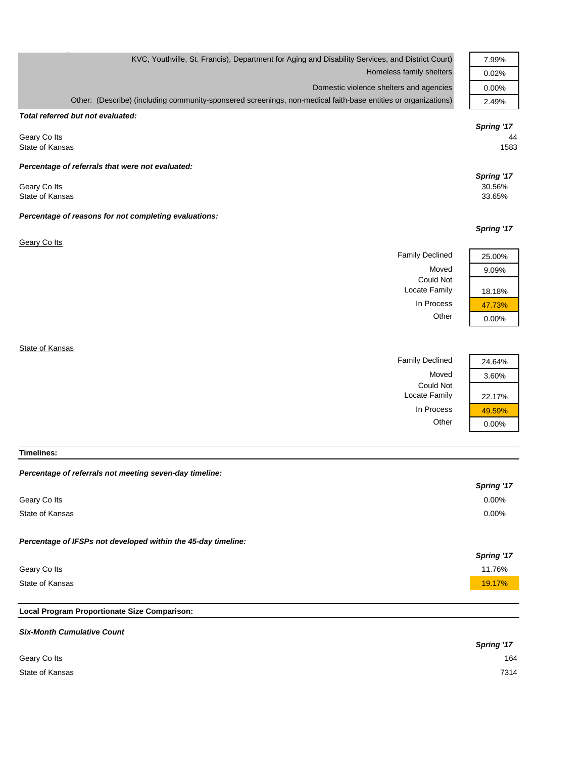| | |
|---|---|
| KVC, Youthville, St. Francis), Department for Aging and Disability Services, and District Court) | 7.99% |
| Homeless family shelters | 0.02% |
| Domestic violence shelters and agencies | 0.00% |
| Other: (Describe) (including community-sponsered screenings, non-medical faith-base entities or organizations) | 2.49% |

***Total referred but not evaluated:***

| | Spring '17 |
|---|---|
| Geary Co Its | 44 |
| State of Kansas | 1583 |

***Percentage of referrals that were not evaluated:***

| | Spring '17 |
|---|---|
| Geary Co Its | 30.56% |
| State of Kansas | 33.65% |

***Percentage of reasons for not completing evaluations:***

Geary Co Its

| | Spring '17 |
|---|---|
| Family Declined | 25.00% |
| Moved | 9.09% |
| Could Not Locate Family | 18.18% |
| In Process | 47.73% |
| Other | 0.00% |

State of Kansas

| | Spring '17 |
|---|---|
| Family Declined | 24.64% |
| Moved | 3.60% |
| Could Not Locate Family | 22.17% |
| In Process | 49.59% |
| Other | 0.00% |

**Timelines:**

***Percentage of referrals not meeting seven-day timeline:***

| | Spring '17 |
|---|---|
| Geary Co Its | 0.00% |
| State of Kansas | 0.00% |

***Percentage of IFSPs not developed within the 45-day timeline:***

| | Spring '17 |
|---|---|
| Geary Co Its | 11.76% |
| State of Kansas | 19.17% |

**Local Program Proportionate Size Comparison:**

***Six-Month Cumulative Count***

| | Spring '17 |
|---|---|
| Geary Co Its | 164 |
| State of Kansas | 7314 |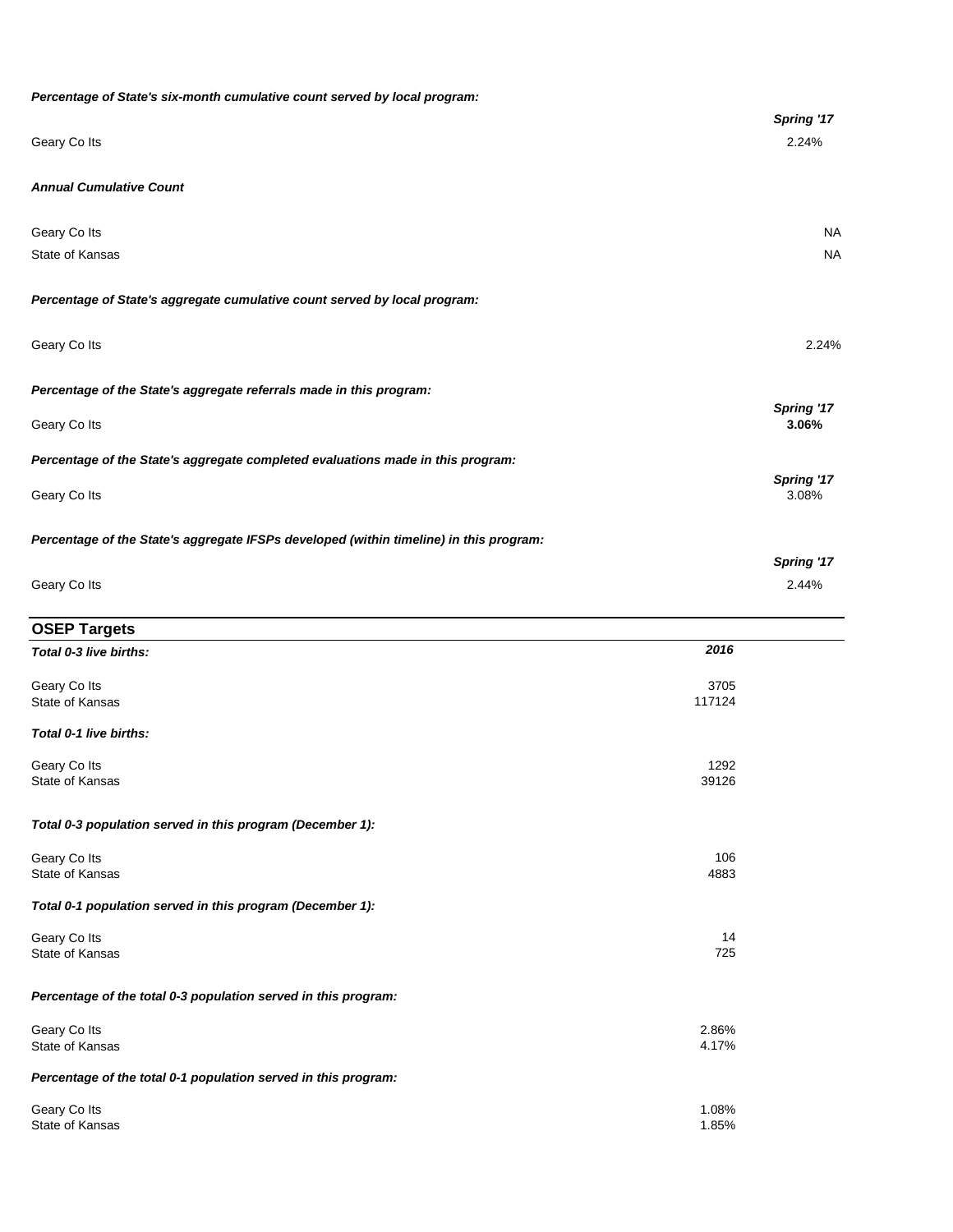***Percentage of State's six-month cumulative count served by local program:***

| | ***Spring '17*** |
|---|---|
| Geary Co Its | 2.24% |

***Annual Cumulative Count***

| | |
|---|---|
| Geary Co Its | NA |
| State of Kansas | NA |

***Percentage of State's aggregate cumulative count served by local program:***

| | |
|---|---|
| Geary Co Its | 2.24% |

***Percentage of the State's aggregate referrals made in this program:***

| | ***Spring '17*** |
|---|---|
| Geary Co Its | **3.06%** |

***Percentage of the State's aggregate completed evaluations made in this program:***

| | ***Spring '17*** |
|---|---|
| Geary Co Its | 3.08% |

***Percentage of the State's aggregate IFSPs developed (within timeline) in this program:***

| | ***Spring '17*** |
|---|---|
| Geary Co Its | 2.44% |

## OSEP Targets

| ***Total 0-3 live births:*** | ***2016*** |
|---|---|
| Geary Co Its | 3705 |
| State of Kansas | 117124 |

***Total 0-1 live births:***

| | |
|---|---|
| Geary Co Its | 1292 |
| State of Kansas | 39126 |

***Total 0-3 population served in this program (December 1):***

| | |
|---|---|
| Geary Co Its | 106 |
| State of Kansas | 4883 |

***Total 0-1 population served in this program (December 1):***

| | |
|---|---|
| Geary Co Its | 14 |
| State of Kansas | 725 |

***Percentage of the total 0-3 population served in this program:***

| | |
|---|---|
| Geary Co Its | 2.86% |
| State of Kansas | 4.17% |

***Percentage of the total 0-1 population served in this program:***

| | |
|---|---|
| Geary Co Its | 1.08% |
| State of Kansas | 1.85% |